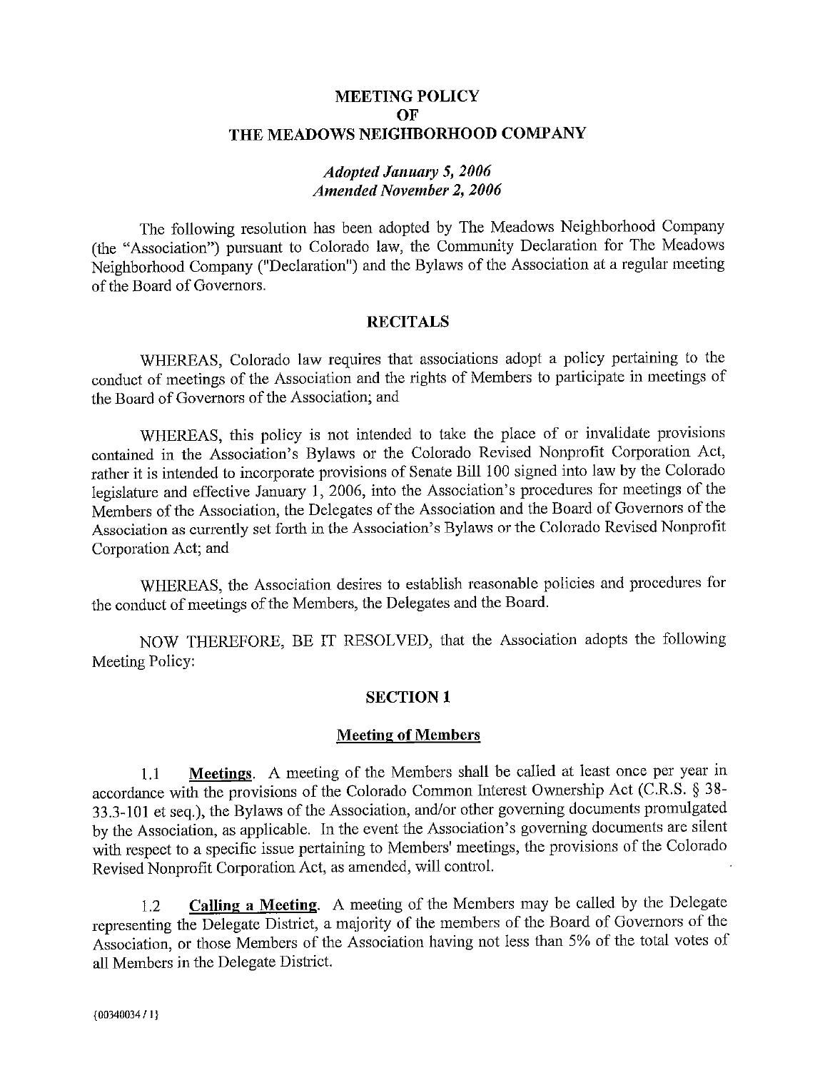# MEETING POLICY
# OF
# THE MEADOWS NEIGHBORHOOD COMPANY

*Adopted January 5, 2006*
*Amended November 2, 2006*

The following resolution has been adopted by The Meadows Neighborhood Company (the "Association") pursuant to Colorado law, the Community Declaration for The Meadows Neighborhood Company ("Declaration") and the Bylaws of the Association at a regular meeting of the Board of Governors.

## RECITALS

WHEREAS, Colorado law requires that associations adopt a policy pertaining to the conduct of meetings of the Association and the rights of Members to participate in meetings of the Board of Governors of the Association; and

WHEREAS, this policy is not intended to take the place of or invalidate provisions contained in the Association's Bylaws or the Colorado Revised Nonprofit Corporation Act, rather it is intended to incorporate provisions of Senate Bill 100 signed into law by the Colorado legislature and effective January 1, 2006, into the Association's procedures for meetings of the Members of the Association, the Delegates of the Association and the Board of Governors of the Association as currently set forth in the Association's Bylaws or the Colorado Revised Nonprofit Corporation Act; and

WHEREAS, the Association desires to establish reasonable policies and procedures for the conduct of meetings of the Members, the Delegates and the Board.

NOW THEREFORE, BE IT RESOLVED, that the Association adopts the following Meeting Policy:

## SECTION 1

### Meeting of Members

1.1 **Meetings**. A meeting of the Members shall be called at least once per year in accordance with the provisions of the Colorado Common Interest Ownership Act (C.R.S. § 38-33.3-101 et seq.), the Bylaws of the Association, and/or other governing documents promulgated by the Association, as applicable. In the event the Association's governing documents are silent with respect to a specific issue pertaining to Members' meetings, the provisions of the Colorado Revised Nonprofit Corporation Act, as amended, will control.

1.2 **Calling a Meeting**. A meeting of the Members may be called by the Delegate representing the Delegate District, a majority of the members of the Board of Governors of the Association, or those Members of the Association having not less than 5% of the total votes of all Members in the Delegate District.

{00340034 / 1}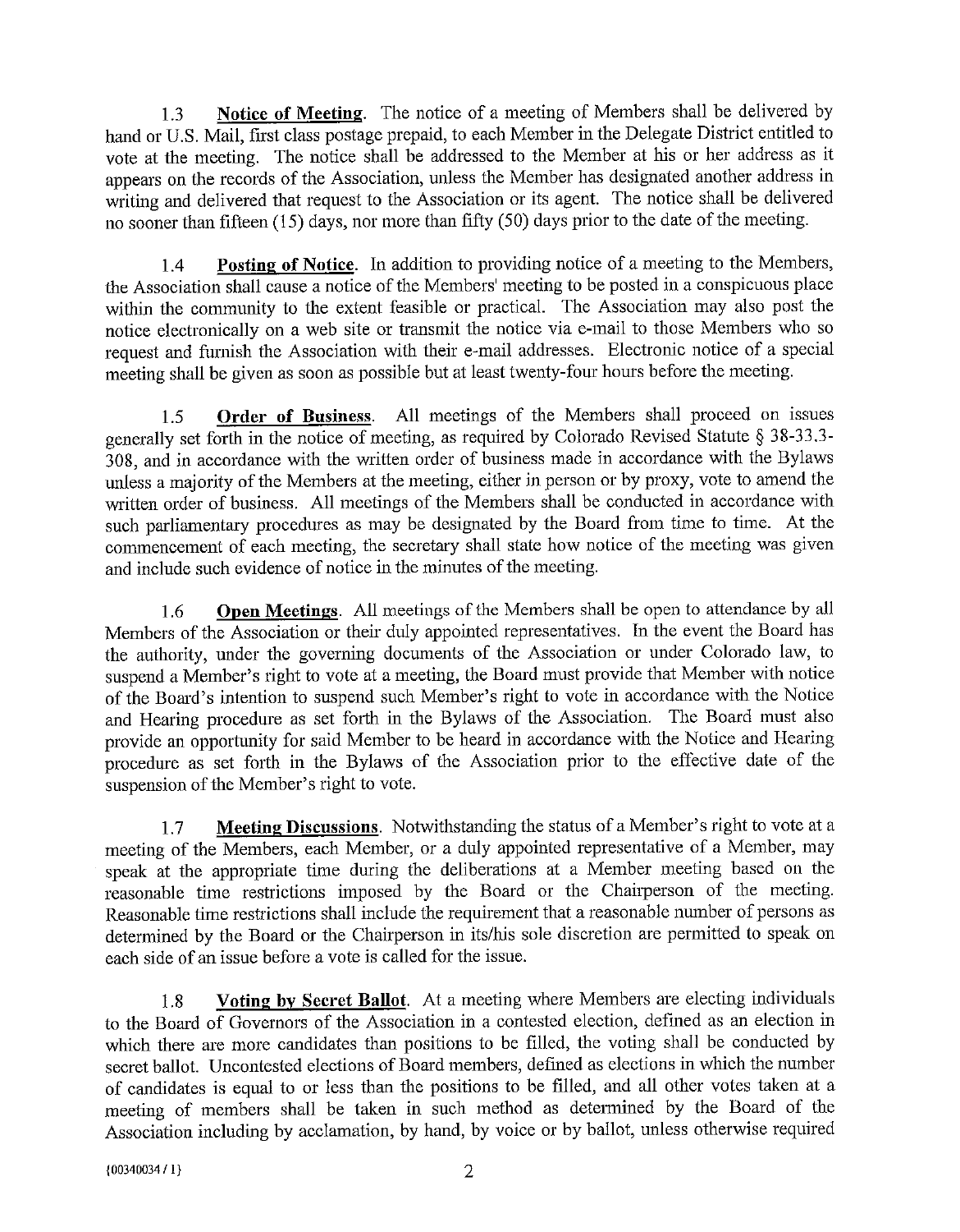1.3 **Notice of Meeting**. The notice of a meeting of Members shall be delivered by hand or U.S. Mail, first class postage prepaid, to each Member in the Delegate District entitled to vote at the meeting. The notice shall be addressed to the Member at his or her address as it appears on the records of the Association, unless the Member has designated another address in writing and delivered that request to the Association or its agent. The notice shall be delivered no sooner than fifteen (15) days, nor more than fifty (50) days prior to the date of the meeting.

1.4 **Posting of Notice**. In addition to providing notice of a meeting to the Members, the Association shall cause a notice of the Members' meeting to be posted in a conspicuous place within the community to the extent feasible or practical. The Association may also post the notice electronically on a web site or transmit the notice via e-mail to those Members who so request and furnish the Association with their e-mail addresses. Electronic notice of a special meeting shall be given as soon as possible but at least twenty-four hours before the meeting.

1.5 **Order of Business**. All meetings of the Members shall proceed on issues generally set forth in the notice of meeting, as required by Colorado Revised Statute § 38-33.3-308, and in accordance with the written order of business made in accordance with the Bylaws unless a majority of the Members at the meeting, either in person or by proxy, vote to amend the written order of business. All meetings of the Members shall be conducted in accordance with such parliamentary procedures as may be designated by the Board from time to time. At the commencement of each meeting, the secretary shall state how notice of the meeting was given and include such evidence of notice in the minutes of the meeting.

1.6 **Open Meetings**. All meetings of the Members shall be open to attendance by all Members of the Association or their duly appointed representatives. In the event the Board has the authority, under the governing documents of the Association or under Colorado law, to suspend a Member's right to vote at a meeting, the Board must provide that Member with notice of the Board's intention to suspend such Member's right to vote in accordance with the Notice and Hearing procedure as set forth in the Bylaws of the Association. The Board must also provide an opportunity for said Member to be heard in accordance with the Notice and Hearing procedure as set forth in the Bylaws of the Association prior to the effective date of the suspension of the Member's right to vote.

1.7 **Meeting Discussions**. Notwithstanding the status of a Member's right to vote at a meeting of the Members, each Member, or a duly appointed representative of a Member, may speak at the appropriate time during the deliberations at a Member meeting based on the reasonable time restrictions imposed by the Board or the Chairperson of the meeting. Reasonable time restrictions shall include the requirement that a reasonable number of persons as determined by the Board or the Chairperson in its/his sole discretion are permitted to speak on each side of an issue before a vote is called for the issue.

1.8 **Voting by Secret Ballot**. At a meeting where Members are electing individuals to the Board of Governors of the Association in a contested election, defined as an election in which there are more candidates than positions to be filled, the voting shall be conducted by secret ballot. Uncontested elections of Board members, defined as elections in which the number of candidates is equal to or less than the positions to be filled, and all other votes taken at a meeting of members shall be taken in such method as determined by the Board of the Association including by acclamation, by hand, by voice or by ballot, unless otherwise required

{00340034 / 1}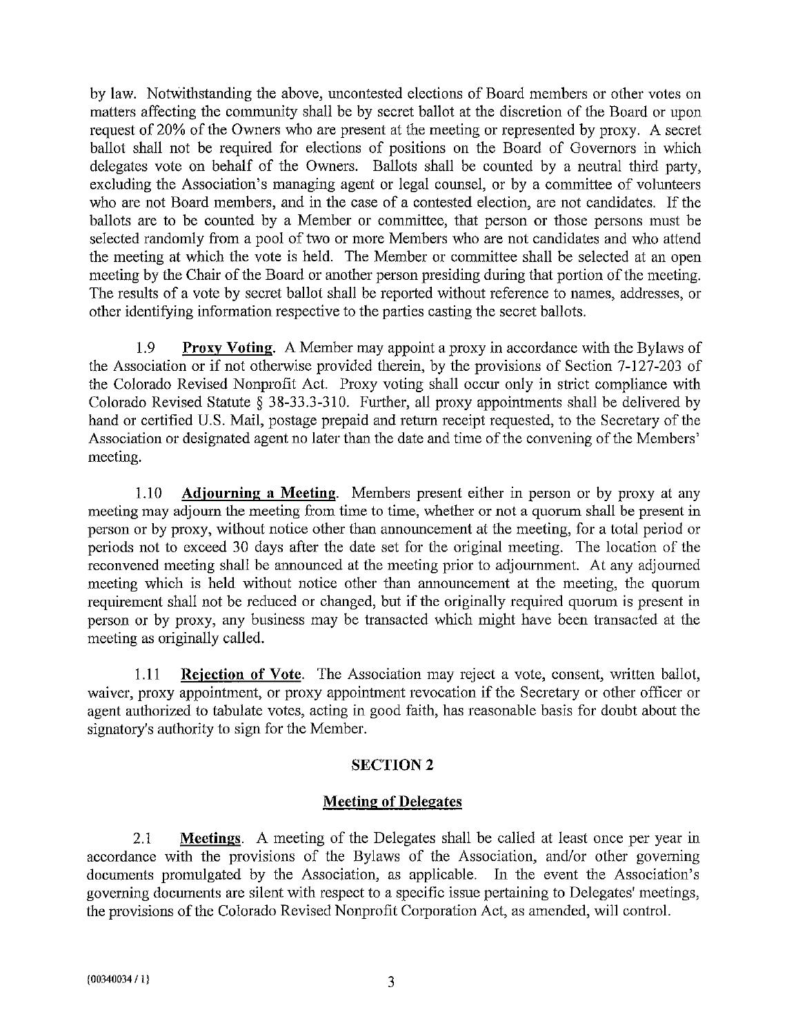by law. Notwithstanding the above, uncontested elections of Board members or other votes on matters affecting the community shall be by secret ballot at the discretion of the Board or upon request of 20% of the Owners who are present at the meeting or represented by proxy. A secret ballot shall not be required for elections of positions on the Board of Governors in which delegates vote on behalf of the Owners. Ballots shall be counted by a neutral third party, excluding the Association's managing agent or legal counsel, or by a committee of volunteers who are not Board members, and in the case of a contested election, are not candidates. If the ballots are to be counted by a Member or committee, that person or those persons must be selected randomly from a pool of two or more Members who are not candidates and who attend the meeting at which the vote is held. The Member or committee shall be selected at an open meeting by the Chair of the Board or another person presiding during that portion of the meeting. The results of a vote by secret ballot shall be reported without reference to names, addresses, or other identifying information respective to the parties casting the secret ballots.

1.9 **Proxy Voting**. A Member may appoint a proxy in accordance with the Bylaws of the Association or if not otherwise provided therein, by the provisions of Section 7-127-203 of the Colorado Revised Nonprofit Act. Proxy voting shall occur only in strict compliance with Colorado Revised Statute § 38-33.3-310. Further, all proxy appointments shall be delivered by hand or certified U.S. Mail, postage prepaid and return receipt requested, to the Secretary of the Association or designated agent no later than the date and time of the convening of the Members' meeting.

1.10 **Adjourning a Meeting**. Members present either in person or by proxy at any meeting may adjourn the meeting from time to time, whether or not a quorum shall be present in person or by proxy, without notice other than announcement at the meeting, for a total period or periods not to exceed 30 days after the date set for the original meeting. The location of the reconvened meeting shall be announced at the meeting prior to adjournment. At any adjourned meeting which is held without notice other than announcement at the meeting, the quorum requirement shall not be reduced or changed, but if the originally required quorum is present in person or by proxy, any business may be transacted which might have been transacted at the meeting as originally called.

1.11 **Rejection of Vote**. The Association may reject a vote, consent, written ballot, waiver, proxy appointment, or proxy appointment revocation if the Secretary or other officer or agent authorized to tabulate votes, acting in good faith, has reasonable basis for doubt about the signatory's authority to sign for the Member.

## SECTION 2

### Meeting of Delegates

2.1 **Meetings**. A meeting of the Delegates shall be called at least once per year in accordance with the provisions of the Bylaws of the Association, and/or other governing documents promulgated by the Association, as applicable. In the event the Association's governing documents are silent with respect to a specific issue pertaining to Delegates' meetings, the provisions of the Colorado Revised Nonprofit Corporation Act, as amended, will control.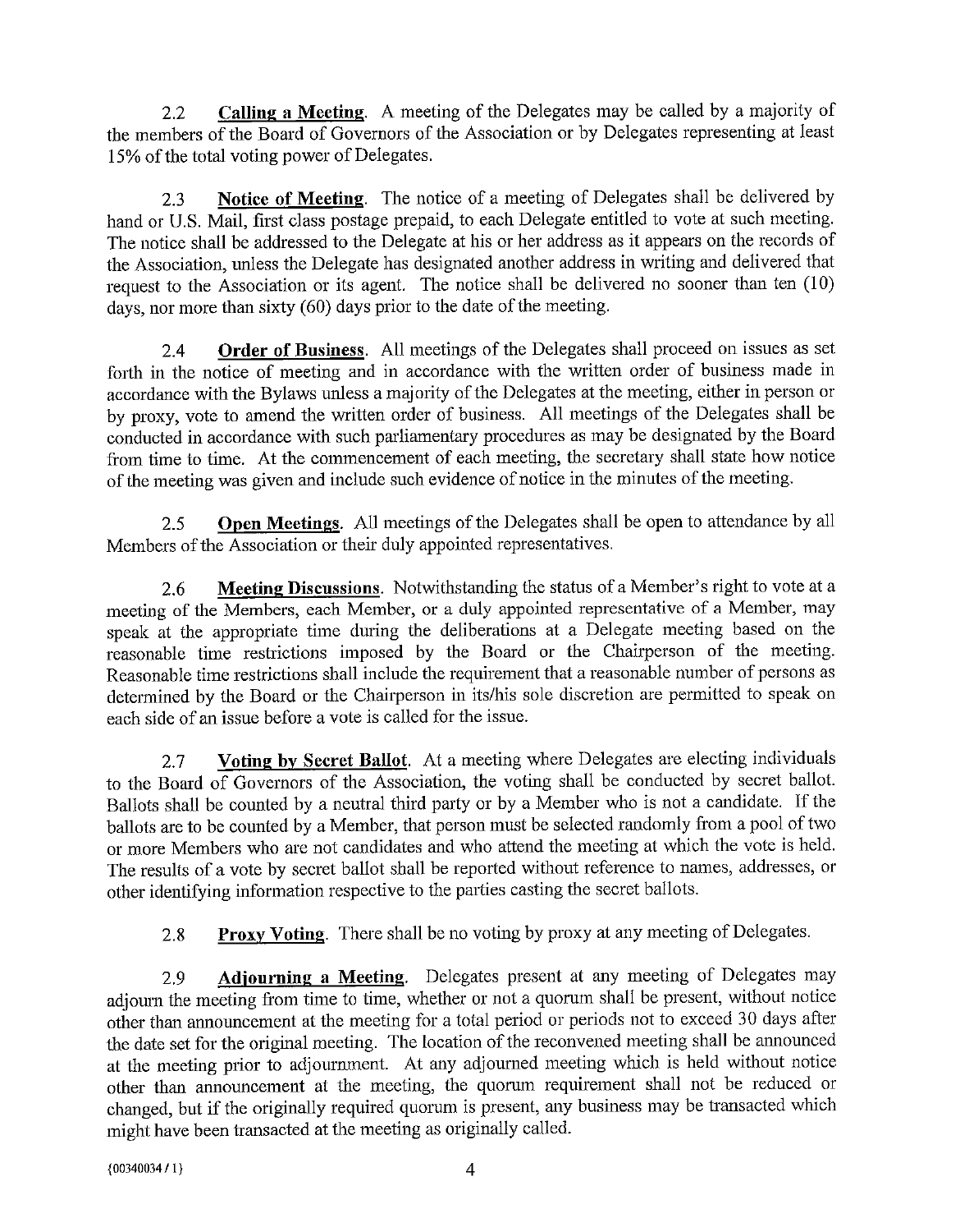2.2 **Calling a Meeting**. A meeting of the Delegates may be called by a majority of the members of the Board of Governors of the Association or by Delegates representing at least 15% of the total voting power of Delegates.

2.3 **Notice of Meeting**. The notice of a meeting of Delegates shall be delivered by hand or U.S. Mail, first class postage prepaid, to each Delegate entitled to vote at such meeting. The notice shall be addressed to the Delegate at his or her address as it appears on the records of the Association, unless the Delegate has designated another address in writing and delivered that request to the Association or its agent. The notice shall be delivered no sooner than ten (10) days, nor more than sixty (60) days prior to the date of the meeting.

2.4 **Order of Business**. All meetings of the Delegates shall proceed on issues as set forth in the notice of meeting and in accordance with the written order of business made in accordance with the Bylaws unless a majority of the Delegates at the meeting, either in person or by proxy, vote to amend the written order of business. All meetings of the Delegates shall be conducted in accordance with such parliamentary procedures as may be designated by the Board from time to time. At the commencement of each meeting, the secretary shall state how notice of the meeting was given and include such evidence of notice in the minutes of the meeting.

2.5 **Open Meetings**. All meetings of the Delegates shall be open to attendance by all Members of the Association or their duly appointed representatives.

2.6 **Meeting Discussions**. Notwithstanding the status of a Member's right to vote at a meeting of the Members, each Member, or a duly appointed representative of a Member, may speak at the appropriate time during the deliberations at a Delegate meeting based on the reasonable time restrictions imposed by the Board or the Chairperson of the meeting. Reasonable time restrictions shall include the requirement that a reasonable number of persons as determined by the Board or the Chairperson in its/his sole discretion are permitted to speak on each side of an issue before a vote is called for the issue.

2.7 **Voting by Secret Ballot**. At a meeting where Delegates are electing individuals to the Board of Governors of the Association, the voting shall be conducted by secret ballot. Ballots shall be counted by a neutral third party or by a Member who is not a candidate. If the ballots are to be counted by a Member, that person must be selected randomly from a pool of two or more Members who are not candidates and who attend the meeting at which the vote is held. The results of a vote by secret ballot shall be reported without reference to names, addresses, or other identifying information respective to the parties casting the secret ballots.

2.8 **Proxy Voting**. There shall be no voting by proxy at any meeting of Delegates.

2.9 **Adjourning a Meeting**. Delegates present at any meeting of Delegates may adjourn the meeting from time to time, whether or not a quorum shall be present, without notice other than announcement at the meeting for a total period or periods not to exceed 30 days after the date set for the original meeting. The location of the reconvened meeting shall be announced at the meeting prior to adjournment. At any adjourned meeting which is held without notice other than announcement at the meeting, the quorum requirement shall not be reduced or changed, but if the originally required quorum is present, any business may be transacted which might have been transacted at the meeting as originally called.

{00340034 / 1}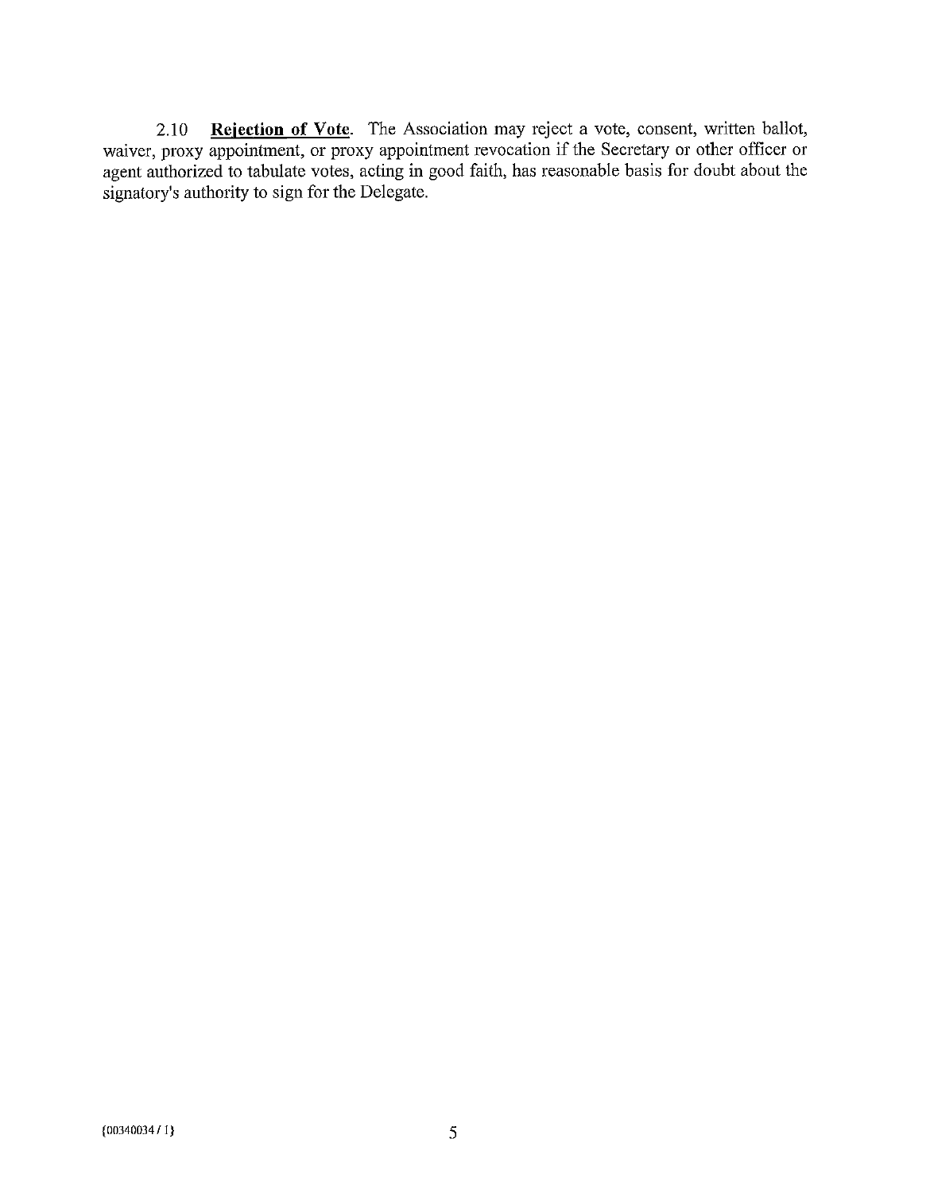2.10 **Rejection of Vote**. The Association may reject a vote, consent, written ballot, waiver, proxy appointment, or proxy appointment revocation if the Secretary or other officer or agent authorized to tabulate votes, acting in good faith, has reasonable basis for doubt about the signatory's authority to sign for the Delegate.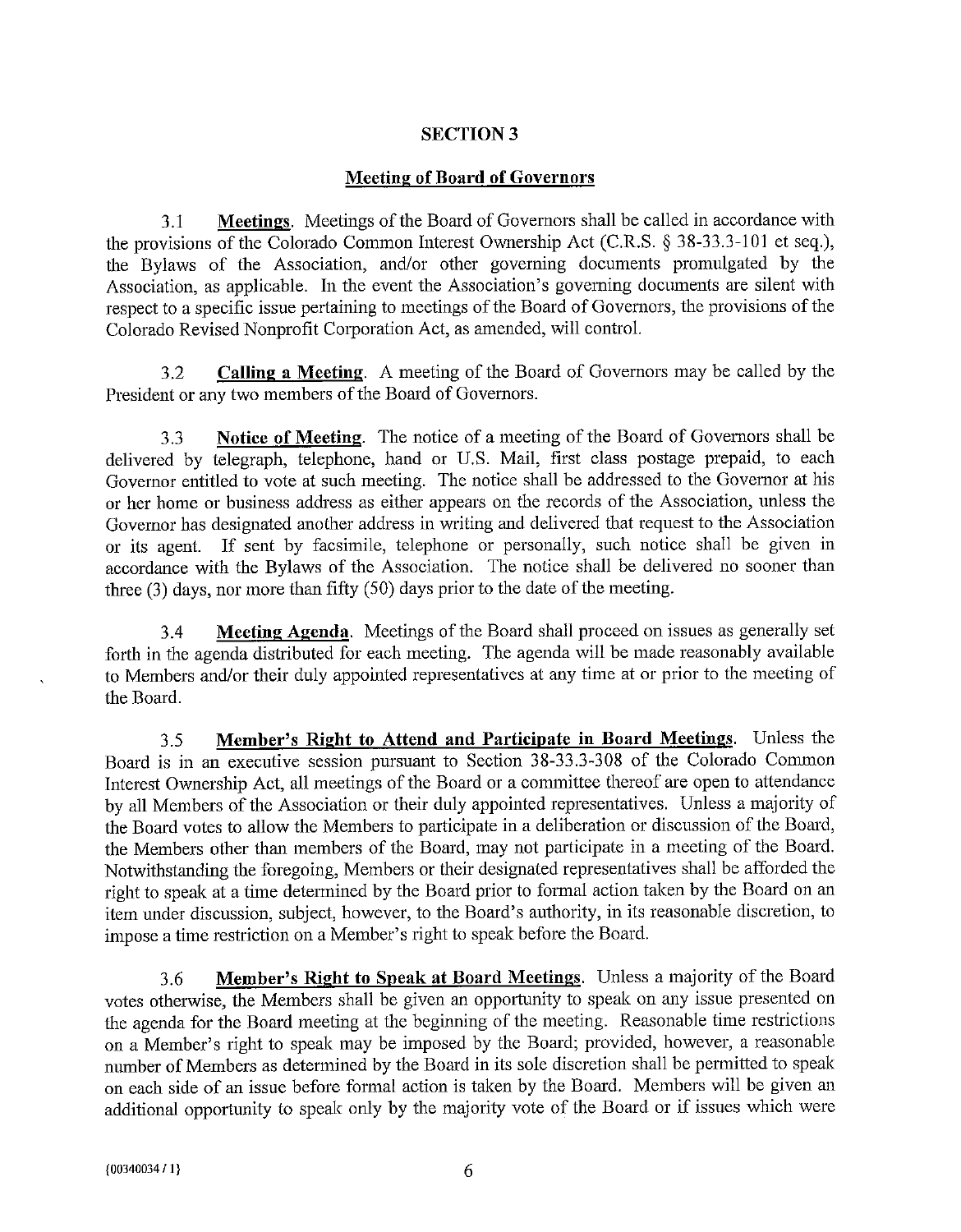## SECTION 3

### Meeting of Board of Governors

3.1 **Meetings**. Meetings of the Board of Governors shall be called in accordance with the provisions of the Colorado Common Interest Ownership Act (C.R.S. § 38-33.3-101 et seq.), the Bylaws of the Association, and/or other governing documents promulgated by the Association, as applicable. In the event the Association's governing documents are silent with respect to a specific issue pertaining to meetings of the Board of Governors, the provisions of the Colorado Revised Nonprofit Corporation Act, as amended, will control.

3.2 **Calling a Meeting**. A meeting of the Board of Governors may be called by the President or any two members of the Board of Governors.

3.3 **Notice of Meeting**. The notice of a meeting of the Board of Governors shall be delivered by telegraph, telephone, hand or U.S. Mail, first class postage prepaid, to each Governor entitled to vote at such meeting. The notice shall be addressed to the Governor at his or her home or business address as either appears on the records of the Association, unless the Governor has designated another address in writing and delivered that request to the Association or its agent. If sent by facsimile, telephone or personally, such notice shall be given in accordance with the Bylaws of the Association. The notice shall be delivered no sooner than three (3) days, nor more than fifty (50) days prior to the date of the meeting.

3.4 **Meeting Agenda**. Meetings of the Board shall proceed on issues as generally set forth in the agenda distributed for each meeting. The agenda will be made reasonably available to Members and/or their duly appointed representatives at any time at or prior to the meeting of the Board.

3.5 **Member's Right to Attend and Participate in Board Meetings**. Unless the Board is in an executive session pursuant to Section 38-33.3-308 of the Colorado Common Interest Ownership Act, all meetings of the Board or a committee thereof are open to attendance by all Members of the Association or their duly appointed representatives. Unless a majority of the Board votes to allow the Members to participate in a deliberation or discussion of the Board, the Members other than members of the Board, may not participate in a meeting of the Board. Notwithstanding the foregoing, Members or their designated representatives shall be afforded the right to speak at a time determined by the Board prior to formal action taken by the Board on an item under discussion, subject, however, to the Board's authority, in its reasonable discretion, to impose a time restriction on a Member's right to speak before the Board.

3.6 **Member's Right to Speak at Board Meetings**. Unless a majority of the Board votes otherwise, the Members shall be given an opportunity to speak on any issue presented on the agenda for the Board meeting at the beginning of the meeting. Reasonable time restrictions on a Member's right to speak may be imposed by the Board; provided, however, a reasonable number of Members as determined by the Board in its sole discretion shall be permitted to speak on each side of an issue before formal action is taken by the Board. Members will be given an additional opportunity to speak only by the majority vote of the Board or if issues which were

{00340034 / 1}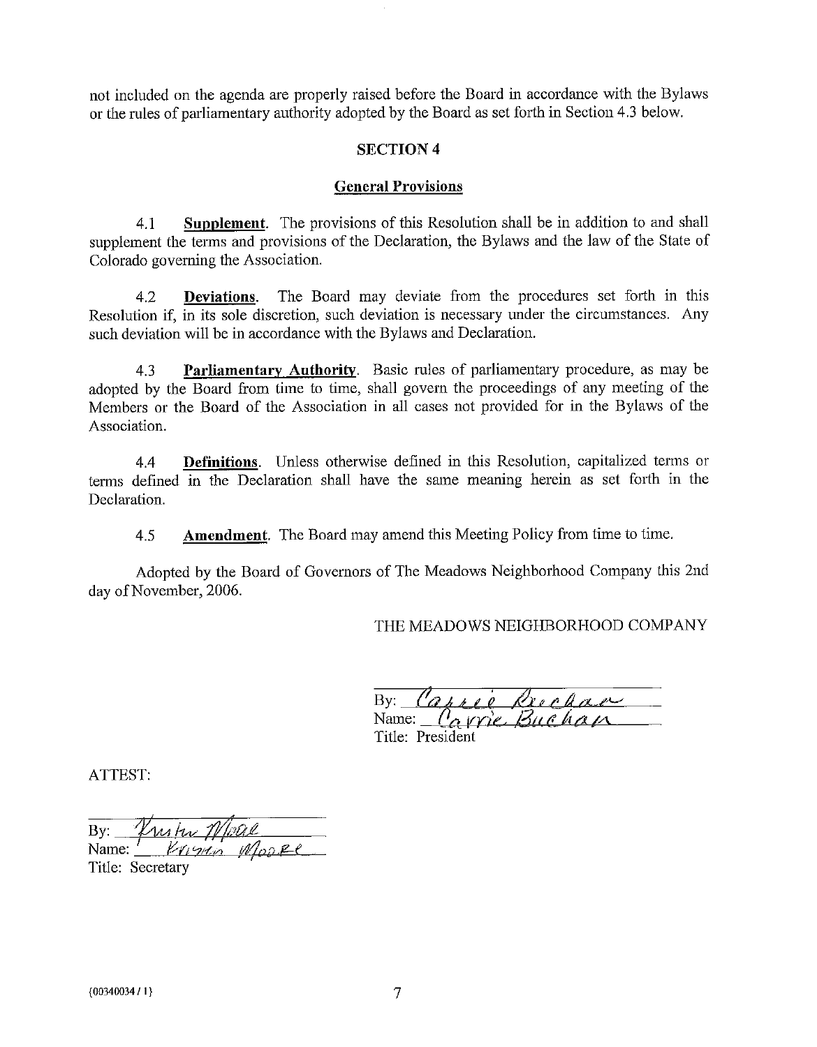not included on the agenda are properly raised before the Board in accordance with the Bylaws or the rules of parliamentary authority adopted by the Board as set forth in Section 4.3 below.

## SECTION 4

### General Provisions

4.1 **Supplement**. The provisions of this Resolution shall be in addition to and shall supplement the terms and provisions of the Declaration, the Bylaws and the law of the State of Colorado governing the Association.

4.2 **Deviations**. The Board may deviate from the procedures set forth in this Resolution if, in its sole discretion, such deviation is necessary under the circumstances. Any such deviation will be in accordance with the Bylaws and Declaration.

4.3 **Parliamentary Authority**. Basic rules of parliamentary procedure, as may be adopted by the Board from time to time, shall govern the proceedings of any meeting of the Members or the Board of the Association in all cases not provided for in the Bylaws of the Association.

4.4 **Definitions**. Unless otherwise defined in this Resolution, capitalized terms or terms defined in the Declaration shall have the same meaning herein as set forth in the Declaration.

4.5 **Amendment**. The Board may amend this Meeting Policy from time to time.

Adopted by the Board of Governors of The Meadows Neighborhood Company this 2nd day of November, 2006.

THE MEADOWS NEIGHBORHOOD COMPANY

By: Carrie Buchan
Name: Carrie Buchan
Title: President

ATTEST:

By: Kristin Moore
Name: Kristin Moore
Title: Secretary

{00340034 / 1}